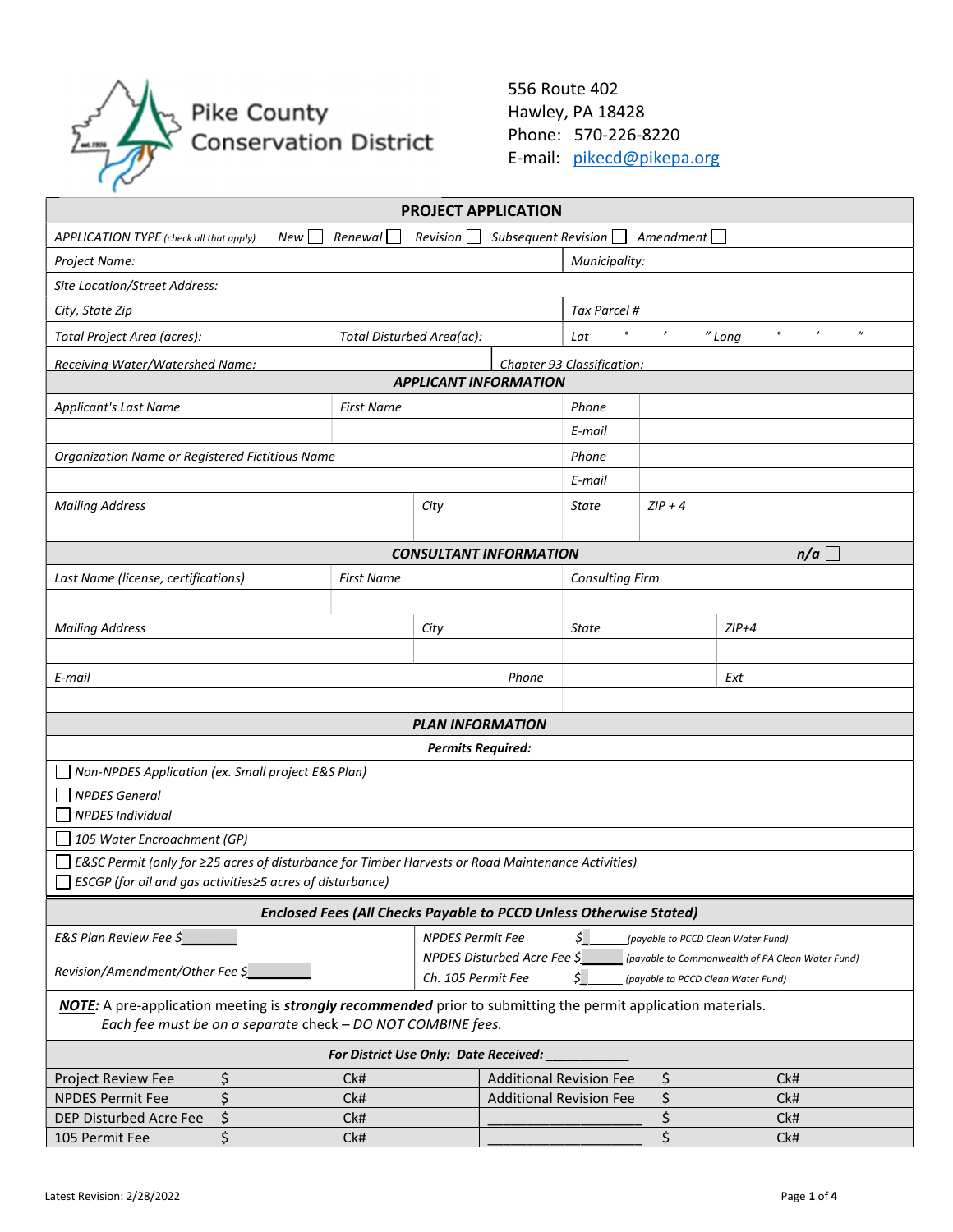Pike County Conservation District

556 Route 402
Hawley, PA 18428
Phone: 570-226-8220
E-mail: pikecd@pikepa.org

## PROJECT APPLICATION

| | | | |
|---|---|---|---|
| *APPLICATION TYPE (check all that apply)* | *New* ☐ *Renewal* ☐ *Revision* ☐ *Subsequent Revision* ☐ *Amendment* ☐ | | |
| *Project Name:* | | *Municipality:* | |
| *Site Location/Street Address:* | | | |
| *City, State Zip* | | *Tax Parcel #* | |
| *Total Project Area (acres):* | *Total Disturbed Area(ac):* | *Lat ° ′ ″* | *Long ° ′ ″* |
| *Receiving Water/Watershed Name:* | | *Chapter 93 Classification:* | |

### APPLICANT INFORMATION

| | | | |
|---|---|---|---|
| *Applicant's Last Name* | *First Name* | *Phone* | |
| | | *E-mail* | |
| *Organization Name or Registered Fictitious Name* | | *Phone* | |
| | | *E-mail* | |
| *Mailing Address* | *City* | *State* | *ZIP + 4* |
| | | | |

### CONSULTANT INFORMATION — *n/a* ☐

| | | | | |
|---|---|---|---|---|
| *Last Name (license, certifications)* | *First Name* | *Consulting Firm* | | |
| | | | | |
| *Mailing Address* | *City* | *State* | *ZIP+4* | |
| | | | | |
| *E-mail* | *Phone* | | *Ext* | |
| | | | | |

### PLAN INFORMATION

***Permits Required:***

- ☐ *Non-NPDES Application (ex. Small project E&S Plan)*
- ☐ *NPDES General*
- ☐ *NPDES Individual*
- ☐ *105 Water Encroachment (GP)*
- ☐ *E&SC Permit (only for ≥25 acres of disturbance for Timber Harvests or Road Maintenance Activities)*
- ☐ *ESCGP (for oil and gas activities≥5 acres of disturbance)*

### Enclosed Fees (All Checks Payable to PCCD Unless Otherwise Stated)

| | |
|---|---|
| *E&S Plan Review Fee $\_\_\_\_\_\_\_\_* | *NPDES Permit Fee $\_\_\_\_\_\_ (payable to PCCD Clean Water Fund)* |
| *Revision/Amendment/Other Fee $\_\_\_\_\_\_\_\_* | *NPDES Disturbed Acre Fee $\_\_\_\_\_\_ (payable to Commonwealth of PA Clean Water Fund)* |
| | *Ch. 105 Permit Fee $\_\_\_\_\_\_ (payable to PCCD Clean Water Fund)* |

***NOTE:*** A pre-application meeting is ***strongly recommended*** prior to submitting the permit application materials.
*Each fee must be on a separate check – DO NOT COMBINE fees.*

***For District Use Only: Date Received: \_\_\_\_\_\_\_\_\_\_\_\_***

| | | | | | |
|---|---|---|---|---|---|
| Project Review Fee | $ | Ck# | Additional Revision Fee | $ | Ck# |
| NPDES Permit Fee | $ | Ck# | Additional Revision Fee | $ | Ck# |
| DEP Disturbed Acre Fee | $ | Ck# | \_\_\_\_\_\_\_\_\_\_\_\_\_\_\_\_\_\_\_\_ | $ | Ck# |
| 105 Permit Fee | $ | Ck# | \_\_\_\_\_\_\_\_\_\_\_\_\_\_\_\_\_\_\_\_ | $ | Ck# |

Latest Revision: 2/28/2022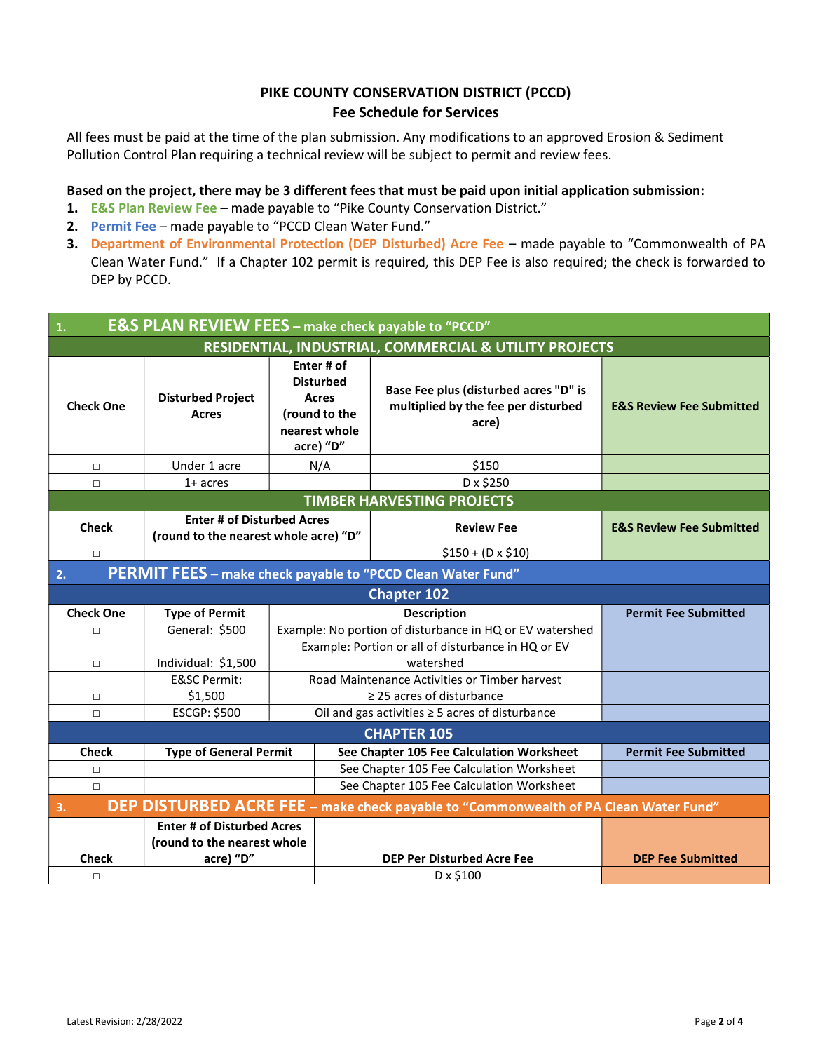# PIKE COUNTY CONSERVATION DISTRICT (PCCD)
## Fee Schedule for Services

All fees must be paid at the time of the plan submission. Any modifications to an approved Erosion & Sediment Pollution Control Plan requiring a technical review will be subject to permit and review fees.

**Based on the project, there may be 3 different fees that must be paid upon initial application submission:**

1. **E&S Plan Review Fee** – made payable to "Pike County Conservation District."
2. **Permit Fee** – made payable to "PCCD Clean Water Fund."
3. **Department of Environmental Protection (DEP Disturbed) Acre Fee** – made payable to "Commonwealth of PA Clean Water Fund." If a Chapter 102 permit is required, this DEP Fee is also required; the check is forwarded to DEP by PCCD.

| 1. E&S PLAN REVIEW FEES – make check payable to "PCCD" | | | | |
|---|---|---|---|---|
| **RESIDENTIAL, INDUSTRIAL, COMMERCIAL & UTILITY PROJECTS** | | | | |
| **Check One** | **Disturbed Project Acres** | **Enter # of Disturbed Acres (round to the nearest whole acre) "D"** | **Base Fee plus (disturbed acres "D" is multiplied by the fee per disturbed acre)** | **E&S Review Fee Submitted** |
| □ | Under 1 acre | N/A | $150 | |
| □ | 1+ acres | | D x $250 | |
| **TIMBER HARVESTING PROJECTS** | | | | |
| **Check** | **Enter # of Disturbed Acres (round to the nearest whole acre) "D"** | | **Review Fee** | **E&S Review Fee Submitted** |
| □ | | | $150 + (D x $10) | |

| 2. PERMIT FEES – make check payable to "PCCD Clean Water Fund" | | | |
|---|---|---|---|
| **Chapter 102** | | | |
| **Check One** | **Type of Permit** | **Description** | **Permit Fee Submitted** |
| □ | General: $500 | Example: No portion of disturbance in HQ or EV watershed | |
| □ | Individual: $1,500 | Example: Portion or all of disturbance in HQ or EV watershed | |
| □ | E&SC Permit: $1,500 | Road Maintenance Activities or Timber harvest ≥ 25 acres of disturbance | |
| □ | ESCGP: $500 | Oil and gas activities ≥ 5 acres of disturbance | |
| **CHAPTER 105** | | | |
| **Check** | **Type of General Permit** | **See Chapter 105 Fee Calculation Worksheet** | **Permit Fee Submitted** |
| □ | | See Chapter 105 Fee Calculation Worksheet | |
| □ | | See Chapter 105 Fee Calculation Worksheet | |

| 3. DEP DISTURBED ACRE FEE – make check payable to "Commonwealth of PA Clean Water Fund" | | | |
|---|---|---|---|
| **Check** | **Enter # of Disturbed Acres (round to the nearest whole acre) "D"** | **DEP Per Disturbed Acre Fee** | **DEP Fee Submitted** |
| □ | | D x $100 | |

Latest Revision: 2/28/2022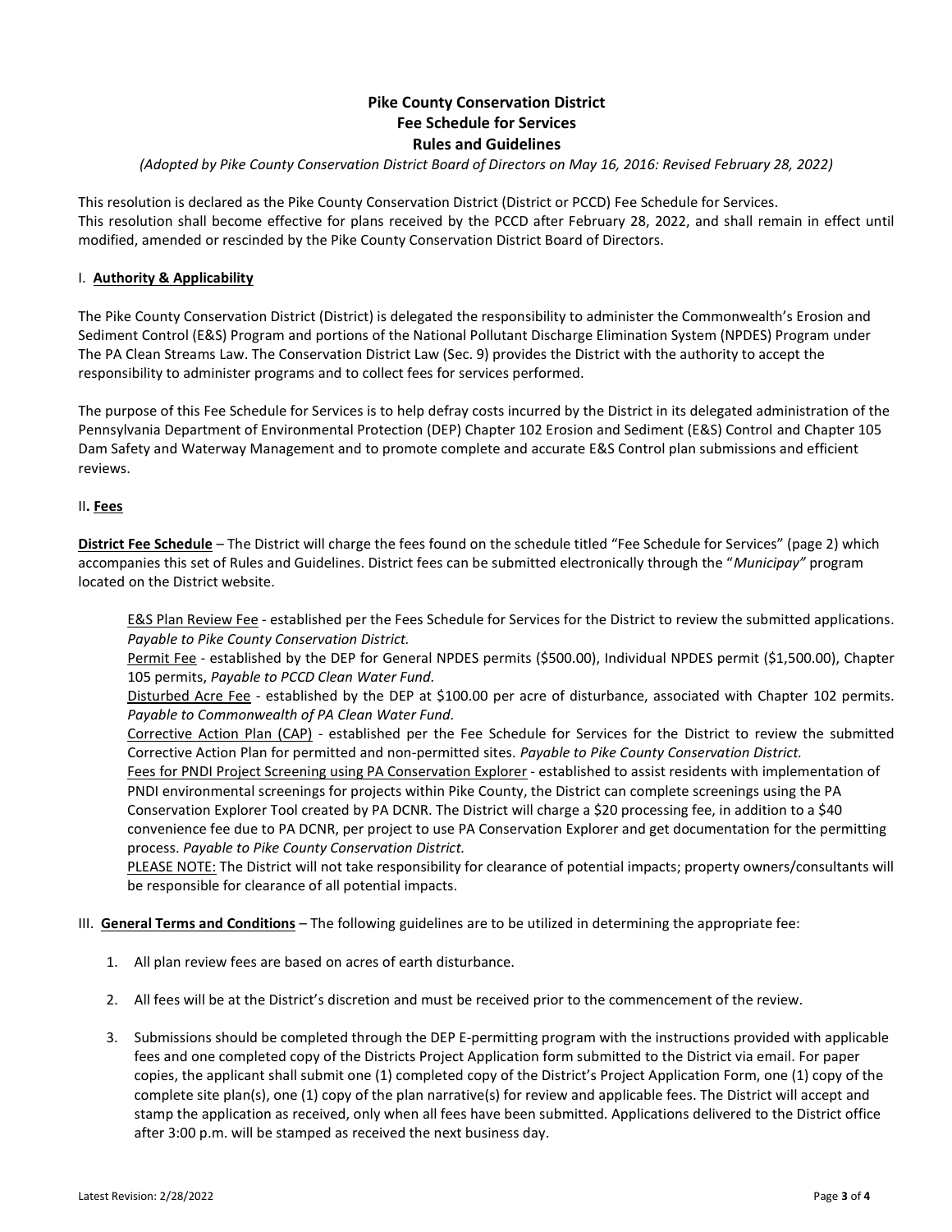# Pike County Conservation District
## Fee Schedule for Services
## Rules and Guidelines

*(Adopted by Pike County Conservation District Board of Directors on May 16, 2016: Revised February 28, 2022)*

This resolution is declared as the Pike County Conservation District (District or PCCD) Fee Schedule for Services.
This resolution shall become effective for plans received by the PCCD after February 28, 2022, and shall remain in effect until modified, amended or rescinded by the Pike County Conservation District Board of Directors.

### I. **Authority & Applicability**

The Pike County Conservation District (District) is delegated the responsibility to administer the Commonwealth's Erosion and Sediment Control (E&S) Program and portions of the National Pollutant Discharge Elimination System (NPDES) Program under The PA Clean Streams Law. The Conservation District Law (Sec. 9) provides the District with the authority to accept the responsibility to administer programs and to collect fees for services performed.

The purpose of this Fee Schedule for Services is to help defray costs incurred by the District in its delegated administration of the Pennsylvania Department of Environmental Protection (DEP) Chapter 102 Erosion and Sediment (E&S) Control and Chapter 105 Dam Safety and Waterway Management and to promote complete and accurate E&S Control plan submissions and efficient reviews.

### II. **Fees**

**District Fee Schedule** – The District will charge the fees found on the schedule titled "Fee Schedule for Services" (page 2) which accompanies this set of Rules and Guidelines. District fees can be submitted electronically through the "*Municipay"* program located on the District website.

E&S Plan Review Fee - established per the Fees Schedule for Services for the District to review the submitted applications. *Payable to Pike County Conservation District.*

Permit Fee - established by the DEP for General NPDES permits ($500.00), Individual NPDES permit ($1,500.00), Chapter 105 permits, *Payable to PCCD Clean Water Fund.*

Disturbed Acre Fee - established by the DEP at $100.00 per acre of disturbance, associated with Chapter 102 permits. *Payable to Commonwealth of PA Clean Water Fund.*

Corrective Action Plan (CAP) - established per the Fee Schedule for Services for the District to review the submitted Corrective Action Plan for permitted and non-permitted sites. *Payable to Pike County Conservation District.*

Fees for PNDI Project Screening using PA Conservation Explorer - established to assist residents with implementation of PNDI environmental screenings for projects within Pike County, the District can complete screenings using the PA Conservation Explorer Tool created by PA DCNR. The District will charge a $20 processing fee, in addition to a $40 convenience fee due to PA DCNR, per project to use PA Conservation Explorer and get documentation for the permitting process. *Payable to Pike County Conservation District.*

PLEASE NOTE: The District will not take responsibility for clearance of potential impacts; property owners/consultants will be responsible for clearance of all potential impacts.

### III. **General Terms and Conditions** – The following guidelines are to be utilized in determining the appropriate fee:

1. All plan review fees are based on acres of earth disturbance.
2. All fees will be at the District's discretion and must be received prior to the commencement of the review.
3. Submissions should be completed through the DEP E-permitting program with the instructions provided with applicable fees and one completed copy of the Districts Project Application form submitted to the District via email. For paper copies, the applicant shall submit one (1) completed copy of the District's Project Application Form, one (1) copy of the complete site plan(s), one (1) copy of the plan narrative(s) for review and applicable fees. The District will accept and stamp the application as received, only when all fees have been submitted. Applications delivered to the District office after 3:00 p.m. will be stamped as received the next business day.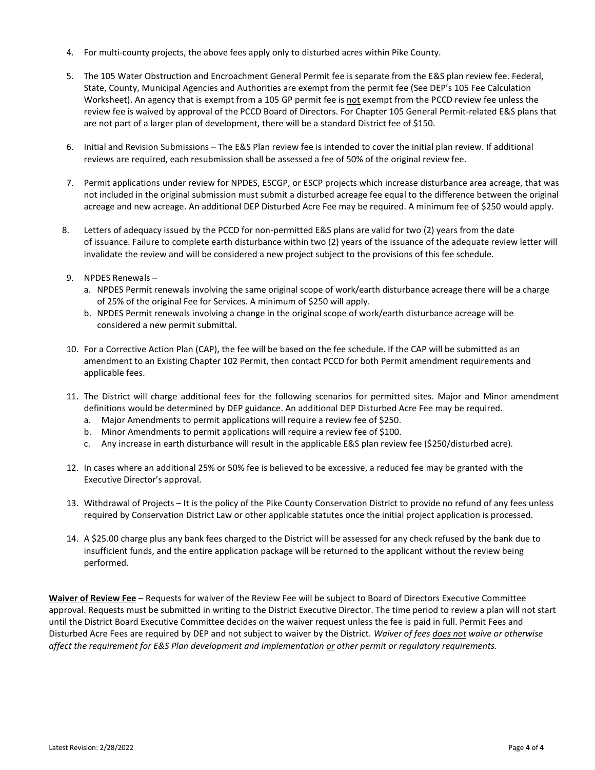4. For multi-county projects, the above fees apply only to disturbed acres within Pike County.

5. The 105 Water Obstruction and Encroachment General Permit fee is separate from the E&S plan review fee. Federal, State, County, Municipal Agencies and Authorities are exempt from the permit fee (See DEP's 105 Fee Calculation Worksheet). An agency that is exempt from a 105 GP permit fee is <u>not</u> exempt from the PCCD review fee unless the review fee is waived by approval of the PCCD Board of Directors. For Chapter 105 General Permit-related E&S plans that are not part of a larger plan of development, there will be a standard District fee of $150.

6. Initial and Revision Submissions – The E&S Plan review fee is intended to cover the initial plan review. If additional reviews are required, each resubmission shall be assessed a fee of 50% of the original review fee.

7. Permit applications under review for NPDES, ESCGP, or ESCP projects which increase disturbance area acreage, that was not included in the original submission must submit a disturbed acreage fee equal to the difference between the original acreage and new acreage. An additional DEP Disturbed Acre Fee may be required. A minimum fee of $250 would apply.

8. Letters of adequacy issued by the PCCD for non-permitted E&S plans are valid for two (2) years from the date of issuance. Failure to complete earth disturbance within two (2) years of the issuance of the adequate review letter will invalidate the review and will be considered a new project subject to the provisions of this fee schedule.

9. NPDES Renewals –
   a. NPDES Permit renewals involving the same original scope of work/earth disturbance acreage there will be a charge of 25% of the original Fee for Services. A minimum of $250 will apply.
   b. NPDES Permit renewals involving a change in the original scope of work/earth disturbance acreage will be considered a new permit submittal.

10. For a Corrective Action Plan (CAP), the fee will be based on the fee schedule. If the CAP will be submitted as an amendment to an Existing Chapter 102 Permit, then contact PCCD for both Permit amendment requirements and applicable fees.

11. The District will charge additional fees for the following scenarios for permitted sites. Major and Minor amendment definitions would be determined by DEP guidance. An additional DEP Disturbed Acre Fee may be required.
    a. Major Amendments to permit applications will require a review fee of $250.
    b. Minor Amendments to permit applications will require a review fee of $100.
    c. Any increase in earth disturbance will result in the applicable E&S plan review fee ($250/disturbed acre).

12. In cases where an additional 25% or 50% fee is believed to be excessive, a reduced fee may be granted with the Executive Director's approval.

13. Withdrawal of Projects – It is the policy of the Pike County Conservation District to provide no refund of any fees unless required by Conservation District Law or other applicable statutes once the initial project application is processed.

14. A $25.00 charge plus any bank fees charged to the District will be assessed for any check refused by the bank due to insufficient funds, and the entire application package will be returned to the applicant without the review being performed.

**<u>Waiver of Review Fee</u>** – Requests for waiver of the Review Fee will be subject to Board of Directors Executive Committee approval. Requests must be submitted in writing to the District Executive Director. The time period to review a plan will not start until the District Board Executive Committee decides on the waiver request unless the fee is paid in full. Permit Fees and Disturbed Acre Fees are required by DEP and not subject to waiver by the District. *Waiver of fees <u>does not</u> waive or otherwise affect the requirement for E&S Plan development and implementation <u>or</u> other permit or regulatory requirements.*

Latest Revision: 2/28/2022